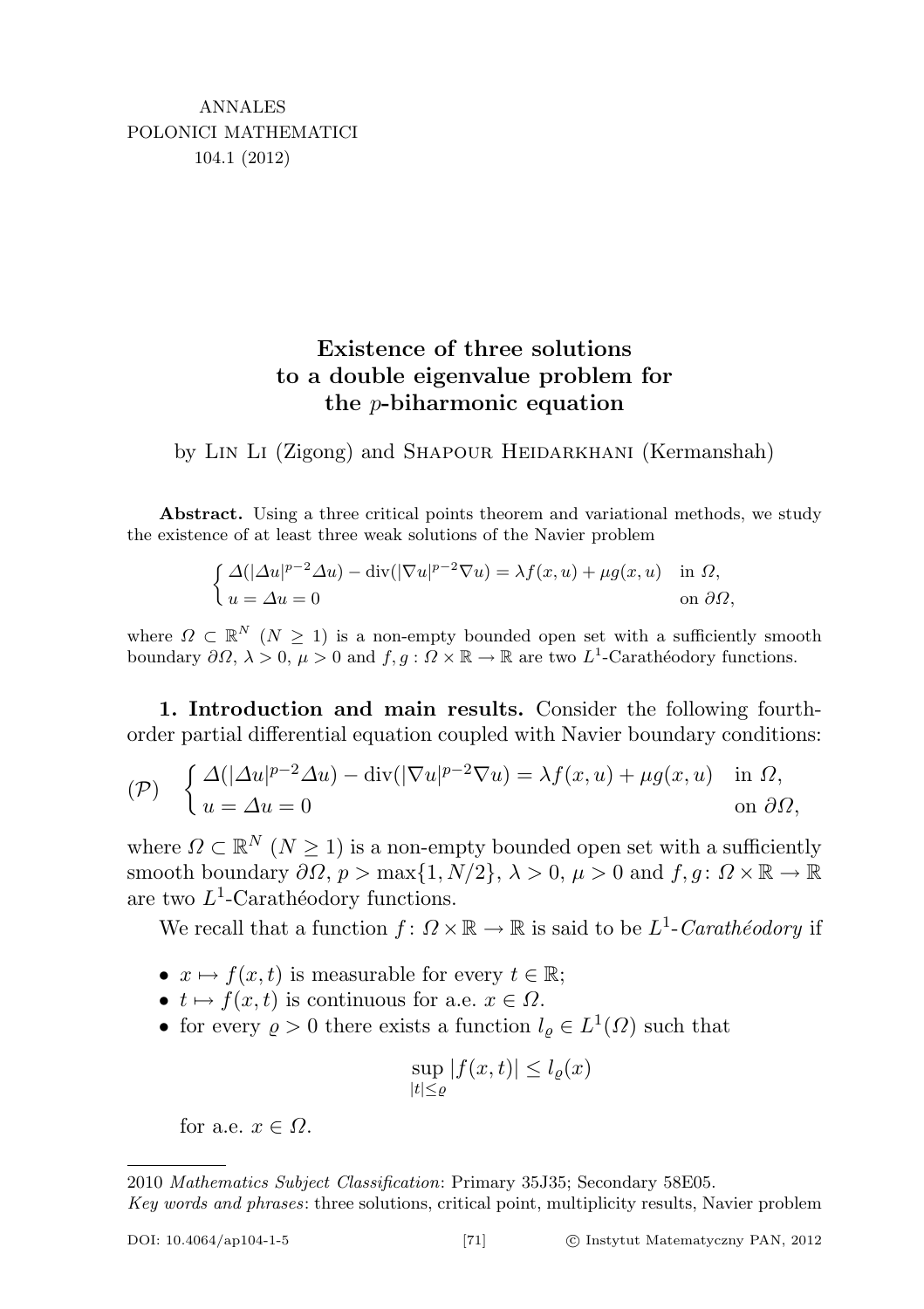ANNALES
POLONICI MATHEMATICI
104.1 (2012)

# Existence of three solutions to a double eigenvalue problem for the $p$-biharmonic equation

by Lin Li (Zigong) and Shapour Heidarkhani (Kermanshah)

**Abstract.** Using a three critical points theorem and variational methods, we study the existence of at least three weak solutions of the Navier problem

$$\begin{cases} \Delta(|\Delta u|^{p-2}\Delta u) - \operatorname{div}(|\nabla u|^{p-2}\nabla u) = \lambda f(x,u) + \mu g(x,u) & \text{in } \Omega, \\ u = \Delta u = 0 & \text{on } \partial\Omega, \end{cases}$$

where $\Omega \subset \mathbb{R}^N$ ($N \geq 1$) is a non-empty bounded open set with a sufficiently smooth boundary $\partial\Omega$, $\lambda > 0$, $\mu > 0$ and $f, g : \Omega \times \mathbb{R} \to \mathbb{R}$ are two $L^1$-Carathéodory functions.

**1. Introduction and main results.** Consider the following fourth-order partial differential equation coupled with Navier boundary conditions:

$$(\mathcal{P}) \quad \begin{cases} \Delta(|\Delta u|^{p-2}\Delta u) - \operatorname{div}(|\nabla u|^{p-2}\nabla u) = \lambda f(x,u) + \mu g(x,u) & \text{in } \Omega, \\ u = \Delta u = 0 & \text{on } \partial\Omega, \end{cases}$$

where $\Omega \subset \mathbb{R}^N$ ($N \geq 1$) is a non-empty bounded open set with a sufficiently smooth boundary $\partial\Omega$, $p > \max\{1, N/2\}$, $\lambda > 0$, $\mu > 0$ and $f, g\colon \Omega \times \mathbb{R} \to \mathbb{R}$ are two $L^1$-Carathéodory functions.

We recall that a function $f\colon \Omega \times \mathbb{R} \to \mathbb{R}$ is said to be *$L^1$-Carathéodory* if

- $x \mapsto f(x,t)$ is measurable for every $t \in \mathbb{R}$;
- $t \mapsto f(x,t)$ is continuous for a.e. $x \in \Omega$.
- for every $\varrho > 0$ there exists a function $l_\varrho \in L^1(\Omega)$ such that

  $$\sup_{|t| \leq \varrho} |f(x,t)| \leq l_\varrho(x)$$

  for a.e. $x \in \Omega$.

---

2010 *Mathematics Subject Classification*: Primary 35J35; Secondary 58E05.

*Key words and phrases*: three solutions, critical point, multiplicity results, Navier problem

DOI: 10.4064/ap104-1-5 © Instytut Matematyczny PAN, 2012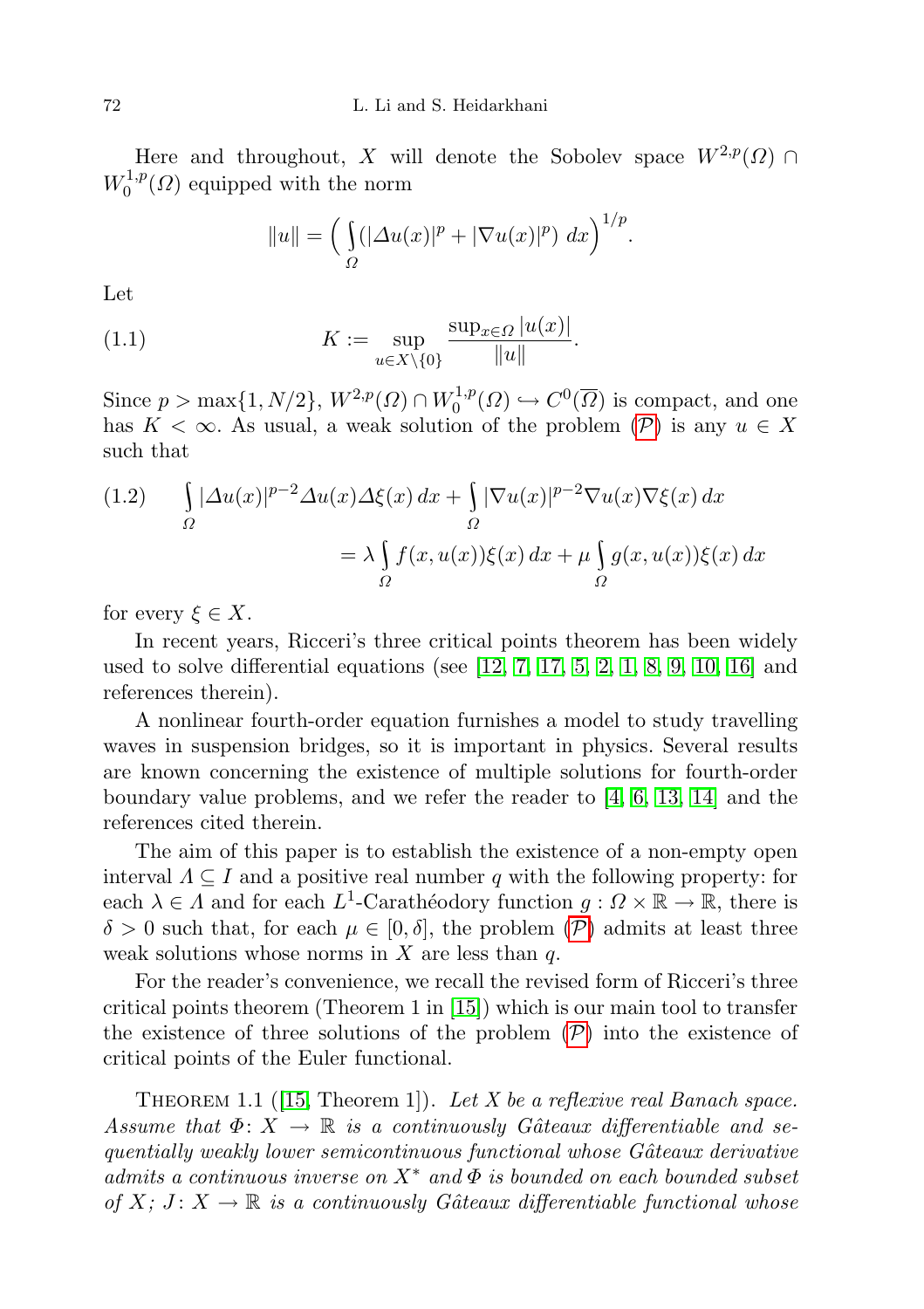Here and throughout, $X$ will denote the Sobolev space $W^{2,p}(\Omega) \cap W_0^{1,p}(\Omega)$ equipped with the norm

$$\|u\| = \Big( \int_\Omega (|\Delta u(x)|^p + |\nabla u(x)|^p) \, dx \Big)^{1/p}.$$

Let

$$K := \sup_{u \in X \setminus \{0\}} \frac{\sup_{x\in\Omega} |u(x)|}{\|u\|}. \tag{1.1}$$

Since $p > \max\{1, N/2\}$, $W^{2,p}(\Omega) \cap W_0^{1,p}(\Omega) \hookrightarrow C^0(\overline{\Omega})$ is compact, and one has $K < \infty$. As usual, a weak solution of the problem ($\mathcal{P}$) is any $u \in X$ such that

$$\int_\Omega |\Delta u(x)|^{p-2} \Delta u(x) \Delta \xi(x) \, dx + \int_\Omega |\nabla u(x)|^{p-2} \nabla u(x) \nabla \xi(x) \, dx = \lambda \int_\Omega f(x, u(x)) \xi(x) \, dx + \mu \int_\Omega g(x, u(x)) \xi(x) \, dx \tag{1.2}$$

for every $\xi \in X$.

In recent years, Ricceri's three critical points theorem has been widely used to solve differential equations (see [12, 7, 17, 5, 2, 1, 8, 9, 10, 16] and references therein).

A nonlinear fourth-order equation furnishes a model to study travelling waves in suspension bridges, so it is important in physics. Several results are known concerning the existence of multiple solutions for fourth-order boundary value problems, and we refer the reader to [4, 6, 13, 14] and the references cited therein.

The aim of this paper is to establish the existence of a non-empty open interval $\Lambda \subseteq I$ and a positive real number $q$ with the following property: for each $\lambda \in \Lambda$ and for each $L^1$-Carathéodory function $g : \Omega \times \mathbb{R} \to \mathbb{R}$, there is $\delta > 0$ such that, for each $\mu \in [0, \delta]$, the problem ($\mathcal{P}$) admits at least three weak solutions whose norms in $X$ are less than $q$.

For the reader's convenience, we recall the revised form of Ricceri's three critical points theorem (Theorem 1 in [15]) which is our main tool to transfer the existence of three solutions of the problem ($\mathcal{P}$) into the existence of critical points of the Euler functional.

Theorem 1.1 ([15, Theorem 1]). *Let $X$ be a reflexive real Banach space. Assume that $\Phi \colon X \to \mathbb{R}$ is a continuously Gâteaux differentiable and sequentially weakly lower semicontinuous functional whose Gâteaux derivative admits a continuous inverse on $X^*$ and $\Phi$ is bounded on each bounded subset of $X$; $J \colon X \to \mathbb{R}$ is a continuously Gâteaux differentiable functional whose*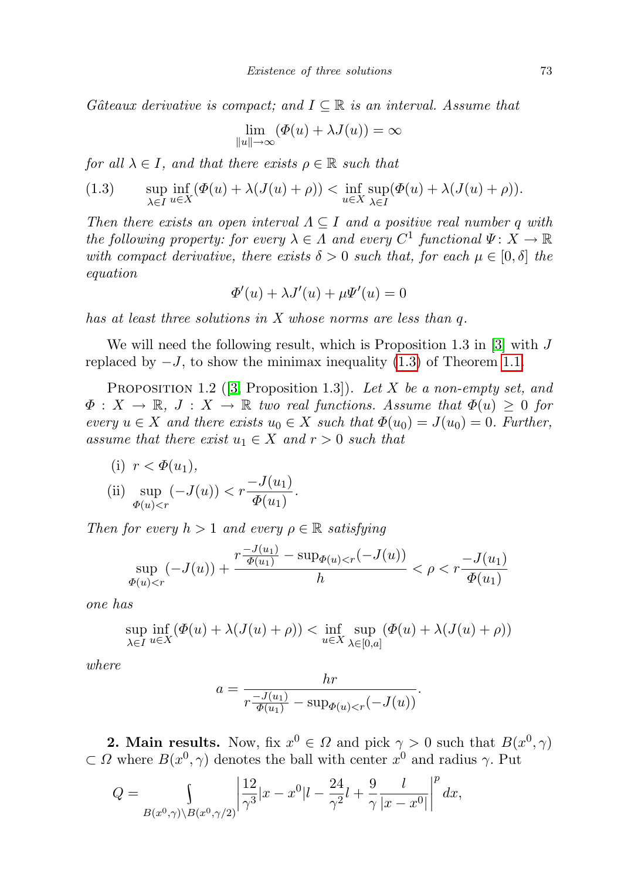*Gâteaux derivative is compact; and $I \subseteq \mathbb{R}$ is an interval. Assume that*

$$\lim_{\|u\|\to\infty}(\Phi(u) + \lambda J(u)) = \infty$$

*for all $\lambda \in I$, and that there exists $\rho \in \mathbb{R}$ such that*

$$\sup_{\lambda\in I}\inf_{u\in X}(\Phi(u) + \lambda(J(u) + \rho)) < \inf_{u\in X}\sup_{\lambda\in I}(\Phi(u) + \lambda(J(u) + \rho)). \tag{1.3}$$

*Then there exists an open interval $\Lambda \subseteq I$ and a positive real number $q$ with the following property: for every $\lambda \in \Lambda$ and every $C^1$ functional $\Psi\colon X \to \mathbb{R}$ with compact derivative, there exists $\delta > 0$ such that, for each $\mu \in [0, \delta]$ the equation*

$$\Phi'(u) + \lambda J'(u) + \mu\Psi'(u) = 0$$

*has at least three solutions in $X$ whose norms are less than $q$.*

We will need the following result, which is Proposition 1.3 in [3] with $J$ replaced by $-J$, to show the minimax inequality (1.3) of Theorem 1.1.

Proposition 1.2 ([3, Proposition 1.3]). *Let $X$ be a non-empty set, and $\Phi : X \to \mathbb{R}$, $J : X \to \mathbb{R}$ two real functions. Assume that $\Phi(u) \geq 0$ for every $u \in X$ and there exists $u_0 \in X$ such that $\Phi(u_0) = J(u_0) = 0$. Further, assume that there exist $u_1 \in X$ and $r > 0$ such that*

(i) $r < \Phi(u_1)$,

(ii) $\displaystyle\sup_{\Phi(u)<r}(-J(u)) < r\frac{-J(u_1)}{\Phi(u_1)}$.

*Then for every $h > 1$ and every $\rho \in \mathbb{R}$ satisfying*

$$\sup_{\Phi(u)<r}(-J(u)) + \frac{r\frac{-J(u_1)}{\Phi(u_1)} - \sup_{\Phi(u)<r}(-J(u))}{h} < \rho < r\frac{-J(u_1)}{\Phi(u_1)}$$

*one has*

$$\sup_{\lambda\in I}\inf_{u\in X}(\Phi(u) + \lambda(J(u) + \rho)) < \inf_{u\in X}\sup_{\lambda\in[0,a]}(\Phi(u) + \lambda(J(u) + \rho))$$

*where*

$$a = \frac{hr}{r\frac{-J(u_1)}{\Phi(u_1)} - \sup_{\Phi(u)<r}(-J(u))}.$$

**2. Main results.** Now, fix $x^0 \in \Omega$ and pick $\gamma > 0$ such that $B(x^0, \gamma) \subset \Omega$ where $B(x^0, \gamma)$ denotes the ball with center $x^0$ and radius $\gamma$. Put

$$Q = \int\limits_{B(x^0,\gamma)\setminus B(x^0,\gamma/2)} \left|\frac{12}{\gamma^3}|x - x^0|l - \frac{24}{\gamma^2}l + \frac{9}{\gamma}\frac{l}{|x - x^0|}\right|^p dx,$$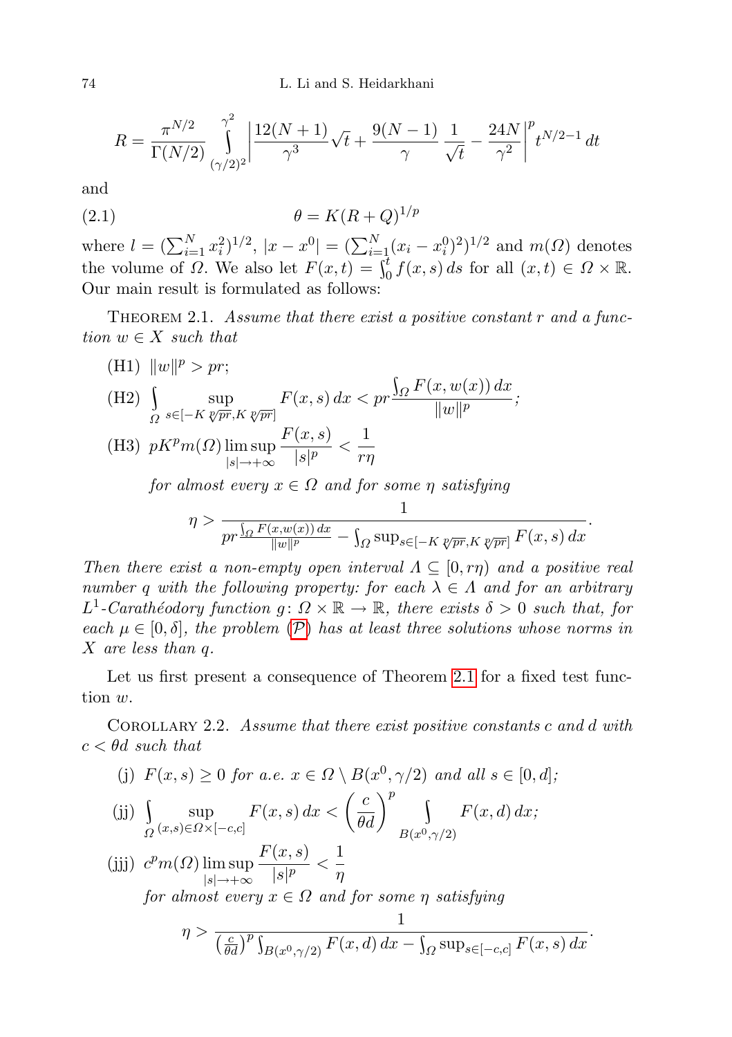$$R = \frac{\pi^{N/2}}{\Gamma(N/2)} \int_{(\gamma/2)^2}^{\gamma^2} \left| \frac{12(N+1)}{\gamma^3}\sqrt{t} + \frac{9(N-1)}{\gamma}\,\frac{1}{\sqrt{t}} - \frac{24N}{\gamma^2} \right|^p t^{N/2-1}\,dt$$

and

$$\theta = K(R+Q)^{1/p} \tag{2.1}$$

where $l = (\sum_{i=1}^N x_i^2)^{1/2}$, $|x - x^0| = (\sum_{i=1}^N (x_i - x_i^0)^2)^{1/2}$ and $m(\Omega)$ denotes the volume of $\Omega$. We also let $F(x,t) = \int_0^t f(x,s)\,ds$ for all $(x,t) \in \Omega \times \mathbb{R}$. Our main result is formulated as follows:

Theorem 2.1. *Assume that there exist a positive constant $r$ and a function $w \in X$ such that*

(H1) $\|w\|^p > pr$;

(H2) $\displaystyle\int_\Omega \sup_{s\in[-K\sqrt[p]{pr},K\sqrt[p]{pr}]} F(x,s)\,dx < pr\frac{\int_\Omega F(x,w(x))\,dx}{\|w\|^p}$;

(H3) $\displaystyle pK^p m(\Omega) \limsup_{|s|\to+\infty} \frac{F(x,s)}{|s|^p} < \frac{1}{r\eta}$

*for almost every $x \in \Omega$ and for some $\eta$ satisfying*

$$\eta > \frac{1}{pr\frac{\int_\Omega F(x,w(x))\,dx}{\|w\|^p} - \int_\Omega \sup_{s\in[-K\sqrt[p]{pr},K\sqrt[p]{pr}]} F(x,s)\,dx}.$$

*Then there exist a non-empty open interval $\Lambda \subseteq [0, r\eta)$ and a positive real number $q$ with the following property: for each $\lambda \in \Lambda$ and for an arbitrary $L^1$-Carathéodory function $g\colon \Omega \times \mathbb{R} \to \mathbb{R}$, there exists $\delta > 0$ such that, for each $\mu \in [0,\delta]$, the problem ($\mathcal{P}$) has at least three solutions whose norms in $X$ are less than $q$.*

Let us first present a consequence of Theorem 2.1 for a fixed test function $w$.

Corollary 2.2. *Assume that there exist positive constants $c$ and $d$ with $c < \theta d$ such that*

(j) $F(x,s) \ge 0$ *for a.e.* $x \in \Omega \setminus B(x^0, \gamma/2)$ *and all* $s \in [0,d]$;

(jj) $\displaystyle\int_\Omega \sup_{(x,s)\in\Omega\times[-c,c]} F(x,s)\,dx < \left(\frac{c}{\theta d}\right)^p \int_{B(x^0,\gamma/2)} F(x,d)\,dx$;

(jjj) $\displaystyle c^p m(\Omega) \limsup_{|s|\to+\infty} \frac{F(x,s)}{|s|^p} < \frac{1}{\eta}$

*for almost every $x \in \Omega$ and for some $\eta$ satisfying*

$$\eta > \frac{1}{\left(\frac{c}{\theta d}\right)^p \int_{B(x^0,\gamma/2)} F(x,d)\,dx - \int_\Omega \sup_{s\in[-c,c]} F(x,s)\,dx}.$$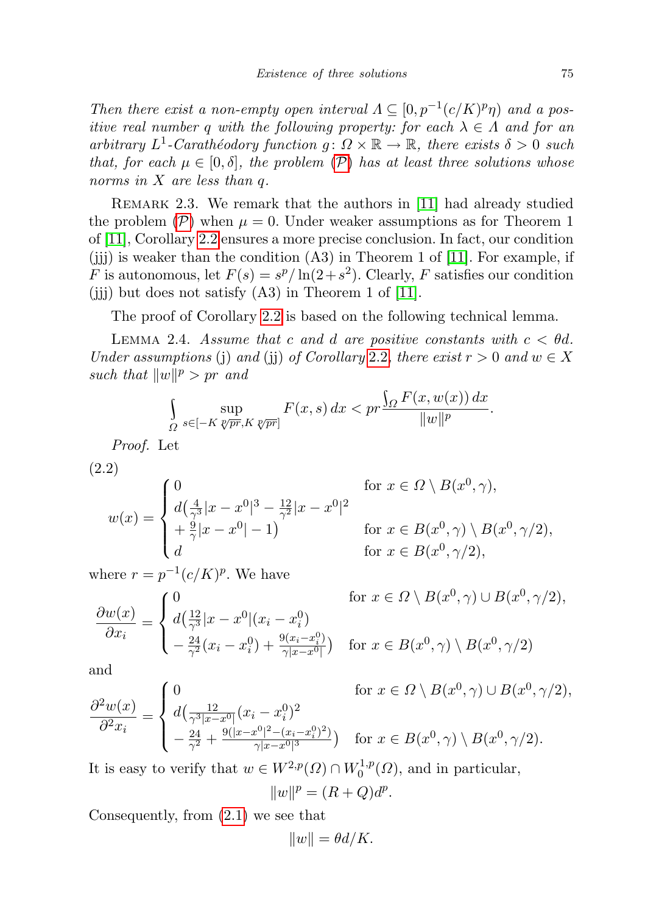*Then there exist a non-empty open interval $\Lambda \subseteq [0, p^{-1}(c/K)^p\eta)$ and a positive real number $q$ with the following property: for each $\lambda \in \Lambda$ and for an arbitrary $L^1$-Carathéodory function $g\colon \Omega \times \mathbb{R} \to \mathbb{R}$, there exists $\delta > 0$ such that, for each $\mu \in [0, \delta]$, the problem ($\mathcal{P}$) has at least three solutions whose norms in $X$ are less than $q$.*

Remark 2.3. We remark that the authors in [11] had already studied the problem ($\mathcal{P}$) when $\mu = 0$. Under weaker assumptions as for Theorem 1 of [11], Corollary 2.2 ensures a more precise conclusion. In fact, our condition (jjj) is weaker than the condition (A3) in Theorem 1 of [11]. For example, if $F$ is autonomous, let $F(s) = s^p/\ln(2+s^2)$. Clearly, $F$ satisfies our condition (jjj) but does not satisfy (A3) in Theorem 1 of [11].

The proof of Corollary 2.2 is based on the following technical lemma.

Lemma 2.4. *Assume that $c$ and $d$ are positive constants with $c < \theta d$. Under assumptions* (j) *and* (jj) *of Corollary 2.2, there exist $r > 0$ and $w \in X$ such that $\|w\|^p > pr$ and*

$$\int_\Omega \sup_{s\in[-K\sqrt[p]{pr},K\sqrt[p]{pr}]} F(x,s)\,dx < pr\frac{\int_\Omega F(x,w(x))\,dx}{\|w\|^p}.$$

*Proof.* Let

(2.2)
$$w(x) = \begin{cases} 0 & \text{for } x \in \Omega \setminus B(x^0,\gamma), \\ d\big(\frac{4}{\gamma^3}|x-x^0|^3 - \frac{12}{\gamma^2}|x-x^0|^2 \\ \quad + \frac{9}{\gamma}|x-x^0| - 1\big) & \text{for } x \in B(x^0,\gamma) \setminus B(x^0,\gamma/2), \\ d & \text{for } x \in B(x^0,\gamma/2), \end{cases}$$

where $r = p^{-1}(c/K)^p$. We have

$$\frac{\partial w(x)}{\partial x_i} = \begin{cases} 0 & \text{for } x \in \Omega \setminus B(x^0,\gamma) \cup B(x^0,\gamma/2), \\ d\big(\frac{12}{\gamma^3}|x-x^0|(x_i-x_i^0) \\ \quad - \frac{24}{\gamma^2}(x_i-x_i^0) + \frac{9(x_i-x_i^0)}{\gamma|x-x^0|}\big) & \text{for } x \in B(x^0,\gamma) \setminus B(x^0,\gamma/2) \end{cases}$$

and

$$\frac{\partial^2 w(x)}{\partial^2 x_i} = \begin{cases} 0 & \text{for } x \in \Omega \setminus B(x^0,\gamma) \cup B(x^0,\gamma/2), \\ d\big(\frac{12}{\gamma^3|x-x^0|}(x_i-x_i^0)^2 \\ \quad - \frac{24}{\gamma^2} + \frac{9(|x-x^0|^2-(x_i-x_i^0)^2)}{\gamma|x-x^0|^3}\big) & \text{for } x \in B(x^0,\gamma) \setminus B(x^0,\gamma/2). \end{cases}$$

It is easy to verify that $w \in W^{2,p}(\Omega) \cap W_0^{1,p}(\Omega)$, and in particular,

$$\|w\|^p = (R+Q)d^p.$$

Consequently, from (2.1) we see that

$$\|w\| = \theta d/K.$$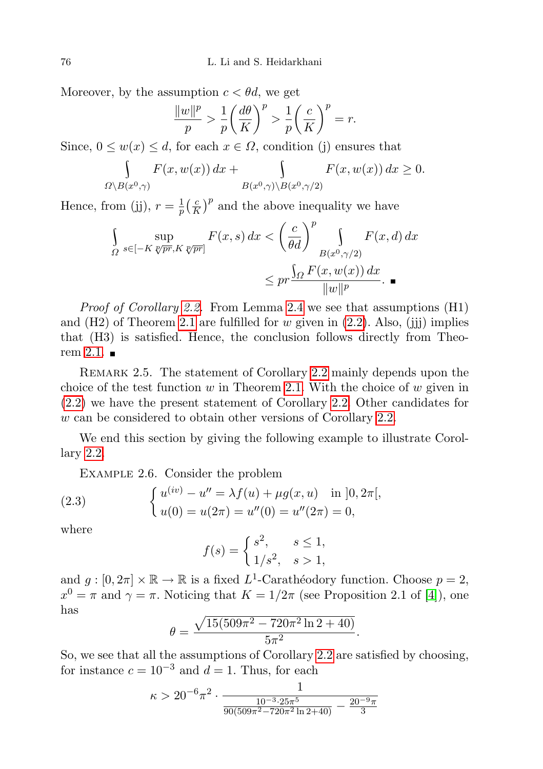Moreover, by the assumption $c < \theta d$, we get

$$\frac{\|w\|^p}{p} > \frac{1}{p}\left(\frac{d\theta}{K}\right)^p > \frac{1}{p}\left(\frac{c}{K}\right)^p = r.$$

Since, $0 \leq w(x) \leq d$, for each $x \in \Omega$, condition (j) ensures that

$$\int_{\Omega \setminus B(x^0,\gamma)} F(x, w(x))\, dx + \int_{B(x^0,\gamma)\setminus B(x^0,\gamma/2)} F(x, w(x))\, dx \geq 0.$$

Hence, from (jj), $r = \frac{1}{p}\left(\frac{c}{K}\right)^p$ and the above inequality we have

$$\int_{\Omega} \sup_{s \in [-K\sqrt[p]{pr}, K\sqrt[p]{pr}]} F(x,s)\, dx < \left(\frac{c}{\theta d}\right)^p \int_{B(x^0,\gamma/2)} F(x,d)\, dx$$
$$\leq pr \frac{\int_\Omega F(x, w(x))\, dx}{\|w\|^p}. \ \blacksquare$$

*Proof of Corollary 2.2.* From Lemma 2.4 we see that assumptions (H1) and (H2) of Theorem 2.1 are fulfilled for $w$ given in (2.2). Also, (jjj) implies that (H3) is satisfied. Hence, the conclusion follows directly from Theorem 2.1. $\blacksquare$

Remark 2.5. The statement of Corollary 2.2 mainly depends upon the choice of the test function $w$ in Theorem 2.1. With the choice of $w$ given in (2.2) we have the present statement of Corollary 2.2. Other candidates for $w$ can be considered to obtain other versions of Corollary 2.2.

We end this section by giving the following example to illustrate Corollary 2.2.

Example 2.6. Consider the problem

$$\begin{cases} u^{(iv)} - u'' = \lambda f(u) + \mu g(x,u) & \text{in } ]0, 2\pi[, \\ u(0) = u(2\pi) = u''(0) = u''(2\pi) = 0, \end{cases} \tag{2.3}$$

where

$$f(s) = \begin{cases} s^2, & s \leq 1, \\ 1/s^2, & s > 1, \end{cases}$$

and $g : [0, 2\pi] \times \mathbb{R} \to \mathbb{R}$ is a fixed $L^1$-Carathéodory function. Choose $p = 2$, $x^0 = \pi$ and $\gamma = \pi$. Noticing that $K = 1/2\pi$ (see Proposition 2.1 of [4]), one has

$$\theta = \frac{\sqrt{15(509\pi^2 - 720\pi^2 \ln 2 + 40)}}{5\pi^2}.$$

So, we see that all the assumptions of Corollary 2.2 are satisfied by choosing, for instance $c = 10^{-3}$ and $d = 1$. Thus, for each

$$\kappa > 20^{-6}\pi^2 \cdot \frac{1}{\frac{10^{-3}\cdot 25\pi^5}{90(509\pi^2 - 720\pi^2 \ln 2 + 40)} - \frac{20^{-9}\pi}{3}}$$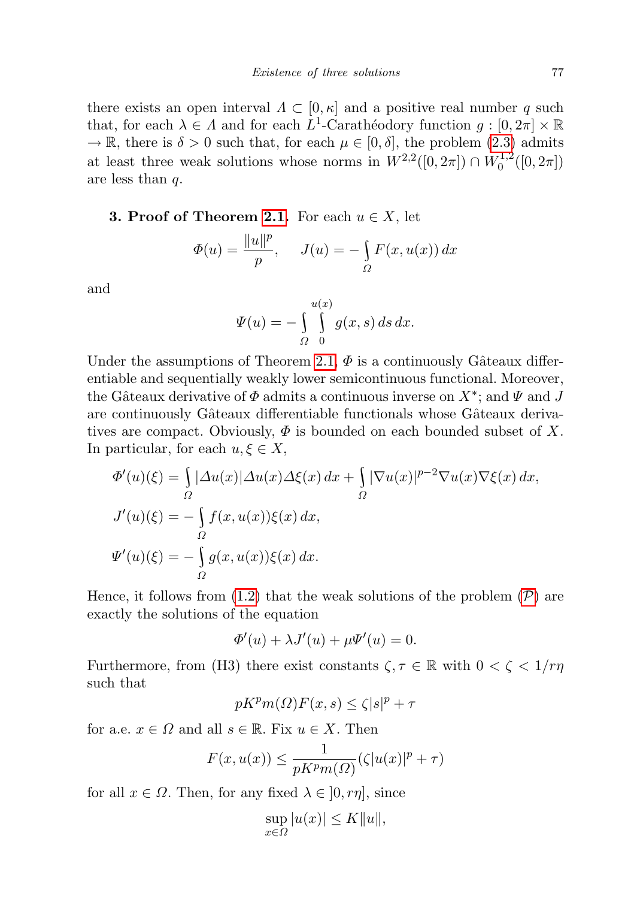there exists an open interval $\Lambda \subset [0, \kappa]$ and a positive real number $q$ such that, for each $\lambda \in \Lambda$ and for each $L^1$-Carathéodory function $g : [0, 2\pi] \times \mathbb{R} \to \mathbb{R}$, there is $\delta > 0$ such that, for each $\mu \in [0, \delta]$, the problem (2.3) admits at least three weak solutions whose norms in $W^{2,2}([0, 2\pi]) \cap W_0^{1,2}([0, 2\pi])$ are less than $q$.

**3. Proof of Theorem 2.1.** For each $u \in X$, let

$$\Phi(u) = \frac{\|u\|^p}{p}, \qquad J(u) = -\int_{\Omega} F(x, u(x))\, dx$$

and

$$\Psi(u) = -\int_{\Omega} \int_{0}^{u(x)} g(x, s)\, ds\, dx.$$

Under the assumptions of Theorem 2.1, $\Phi$ is a continuously Gâteaux differentiable and sequentially weakly lower semicontinuous functional. Moreover, the Gâteaux derivative of $\Phi$ admits a continuous inverse on $X^*$; and $\Psi$ and $J$ are continuously Gâteaux differentiable functionals whose Gâteaux derivatives are compact. Obviously, $\Phi$ is bounded on each bounded subset of $X$. In particular, for each $u, \xi \in X$,

$$\Phi'(u)(\xi) = \int_{\Omega} |\Delta u(x)| \Delta u(x) \Delta \xi(x)\, dx + \int_{\Omega} |\nabla u(x)|^{p-2} \nabla u(x) \nabla \xi(x)\, dx,$$

$$J'(u)(\xi) = -\int_{\Omega} f(x, u(x)) \xi(x)\, dx,$$

$$\Psi'(u)(\xi) = -\int_{\Omega} g(x, u(x)) \xi(x)\, dx.$$

Hence, it follows from (1.2) that the weak solutions of the problem ($\mathcal{P}$) are exactly the solutions of the equation

$$\Phi'(u) + \lambda J'(u) + \mu \Psi'(u) = 0.$$

Furthermore, from (H3) there exist constants $\zeta, \tau \in \mathbb{R}$ with $0 < \zeta < 1/r\eta$ such that

$$pK^p m(\Omega) F(x, s) \le \zeta |s|^p + \tau$$

for a.e. $x \in \Omega$ and all $s \in \mathbb{R}$. Fix $u \in X$. Then

$$F(x, u(x)) \le \frac{1}{pK^p m(\Omega)} (\zeta |u(x)|^p + \tau)$$

for all $x \in \Omega$. Then, for any fixed $\lambda \in ]0, r\eta]$, since

$$\sup_{x \in \Omega} |u(x)| \le K\|u\|,$$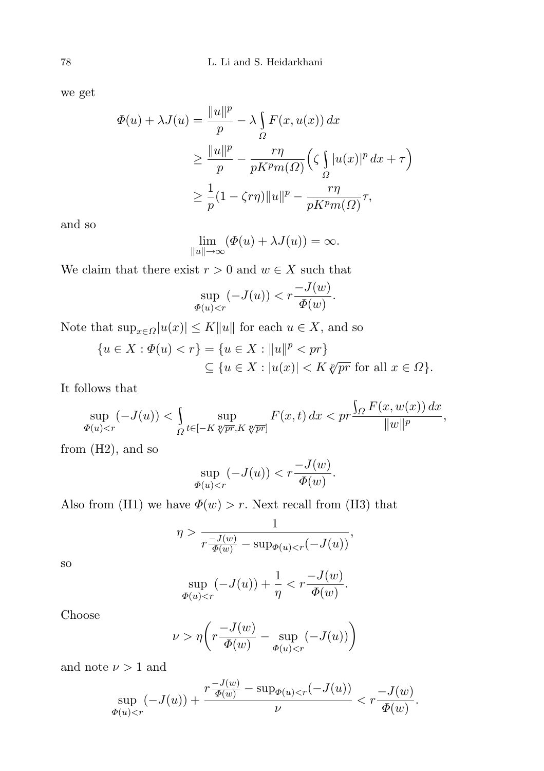we get

$$\Phi(u) + \lambda J(u) = \frac{\|u\|^p}{p} - \lambda \int_\Omega F(x, u(x))\,dx$$

$$\geq \frac{\|u\|^p}{p} - \frac{r\eta}{pK^p m(\Omega)}\Big(\zeta \int_\Omega |u(x)|^p\,dx + \tau\Big)$$

$$\geq \frac{1}{p}(1 - \zeta r\eta)\|u\|^p - \frac{r\eta}{pK^p m(\Omega)}\tau,$$

and so

$$\lim_{\|u\|\to\infty} (\Phi(u) + \lambda J(u)) = \infty.$$

We claim that there exist $r > 0$ and $w \in X$ such that

$$\sup_{\Phi(u)<r} (-J(u)) < r\frac{-J(w)}{\Phi(w)}.$$

Note that $\sup_{x\in\Omega}|u(x)| \leq K\|u\|$ for each $u \in X$, and so

$$\{u \in X : \Phi(u) < r\} = \{u \in X : \|u\|^p < pr\}$$
$$\subseteq \{u \in X : |u(x)| < K\sqrt[p]{pr} \text{ for all } x \in \Omega\}.$$

It follows that

$$\sup_{\Phi(u)<r} (-J(u)) < \int_\Omega \sup_{t\in[-K\sqrt[p]{pr}, K\sqrt[p]{pr}]} F(x, t)\,dx < pr\frac{\int_\Omega F(x, w(x))\,dx}{\|w\|^p},$$

from (H2), and so

$$\sup_{\Phi(u)<r} (-J(u)) < r\frac{-J(w)}{\Phi(w)}.$$

Also from (H1) we have $\Phi(w) > r$. Next recall from (H3) that

$$\eta > \frac{1}{r\frac{-J(w)}{\Phi(w)} - \sup_{\Phi(u)<r}(-J(u))},$$

so

$$\sup_{\Phi(u)<r} (-J(u)) + \frac{1}{\eta} < r\frac{-J(w)}{\Phi(w)}.$$

Choose

$$\nu > \eta\bigg(r\frac{-J(w)}{\Phi(w)} - \sup_{\Phi(u)<r} (-J(u))\bigg)$$

and note $\nu > 1$ and

$$\sup_{\Phi(u)<r} (-J(u)) + \frac{r\frac{-J(w)}{\Phi(w)} - \sup_{\Phi(u)<r}(-J(u))}{\nu} < r\frac{-J(w)}{\Phi(w)}.$$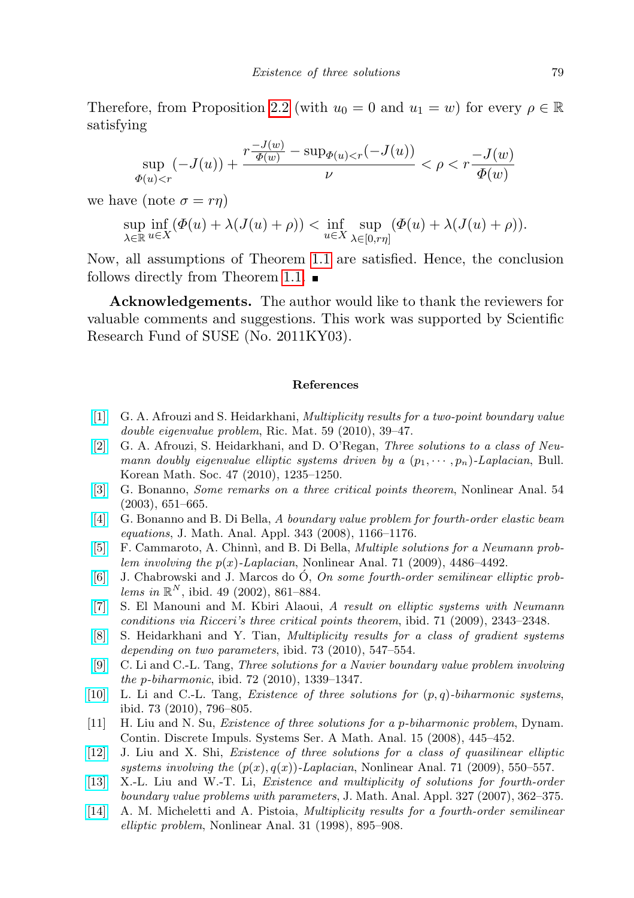Therefore, from Proposition 2.2 (with $u_0 = 0$ and $u_1 = w$) for every $\rho \in \mathbb{R}$ satisfying

$$\sup_{\Phi(u)<r}(-J(u)) + \frac{r\frac{-J(w)}{\Phi(w)} - \sup_{\Phi(u)<r}(-J(u))}{\nu} < \rho < r\frac{-J(w)}{\Phi(w)}$$

we have (note $\sigma = r\eta$)

$$\sup_{\lambda\in\mathbb{R}}\inf_{u\in X}(\Phi(u) + \lambda(J(u)+\rho)) < \inf_{u\in X}\sup_{\lambda\in[0,r\eta]}(\Phi(u) + \lambda(J(u)+\rho)).$$

Now, all assumptions of Theorem 1.1 are satisfied. Hence, the conclusion follows directly from Theorem 1.1. ∎

**Acknowledgements.** The author would like to thank the reviewers for valuable comments and suggestions. This work was supported by Scientific Research Fund of SUSE (No. 2011KY03).

## References

[1] G. A. Afrouzi and S. Heidarkhani, *Multiplicity results for a two-point boundary value double eigenvalue problem*, Ric. Mat. 59 (2010), 39–47.

[2] G. A. Afrouzi, S. Heidarkhani, and D. O'Regan, *Three solutions to a class of Neumann doubly eigenvalue elliptic systems driven by a $(p_1, \cdots, p_n)$-Laplacian*, Bull. Korean Math. Soc. 47 (2010), 1235–1250.

[3] G. Bonanno, *Some remarks on a three critical points theorem*, Nonlinear Anal. 54 (2003), 651–665.

[4] G. Bonanno and B. Di Bella, *A boundary value problem for fourth-order elastic beam equations*, J. Math. Anal. Appl. 343 (2008), 1166–1176.

[5] F. Cammaroto, A. Chinnì, and B. Di Bella, *Multiple solutions for a Neumann problem involving the $p(x)$-Laplacian*, Nonlinear Anal. 71 (2009), 4486–4492.

[6] J. Chabrowski and J. Marcos do Ó, *On some fourth-order semilinear elliptic problems in $\mathbb{R}^N$*, ibid. 49 (2002), 861–884.

[7] S. El Manouni and M. Kbiri Alaoui, *A result on elliptic systems with Neumann conditions via Ricceri's three critical points theorem*, ibid. 71 (2009), 2343–2348.

[8] S. Heidarkhani and Y. Tian, *Multiplicity results for a class of gradient systems depending on two parameters*, ibid. 73 (2010), 547–554.

[9] C. Li and C.-L. Tang, *Three solutions for a Navier boundary value problem involving the p-biharmonic*, ibid. 72 (2010), 1339–1347.

[10] L. Li and C.-L. Tang, *Existence of three solutions for $(p, q)$-biharmonic systems*, ibid. 73 (2010), 796–805.

[11] H. Liu and N. Su, *Existence of three solutions for a p-biharmonic problem*, Dynam. Contin. Discrete Impuls. Systems Ser. A Math. Anal. 15 (2008), 445–452.

[12] J. Liu and X. Shi, *Existence of three solutions for a class of quasilinear elliptic systems involving the $(p(x), q(x))$-Laplacian*, Nonlinear Anal. 71 (2009), 550–557.

[13] X.-L. Liu and W.-T. Li, *Existence and multiplicity of solutions for fourth-order boundary value problems with parameters*, J. Math. Anal. Appl. 327 (2007), 362–375.

[14] A. M. Micheletti and A. Pistoia, *Multiplicity results for a fourth-order semilinear elliptic problem*, Nonlinear Anal. 31 (1998), 895–908.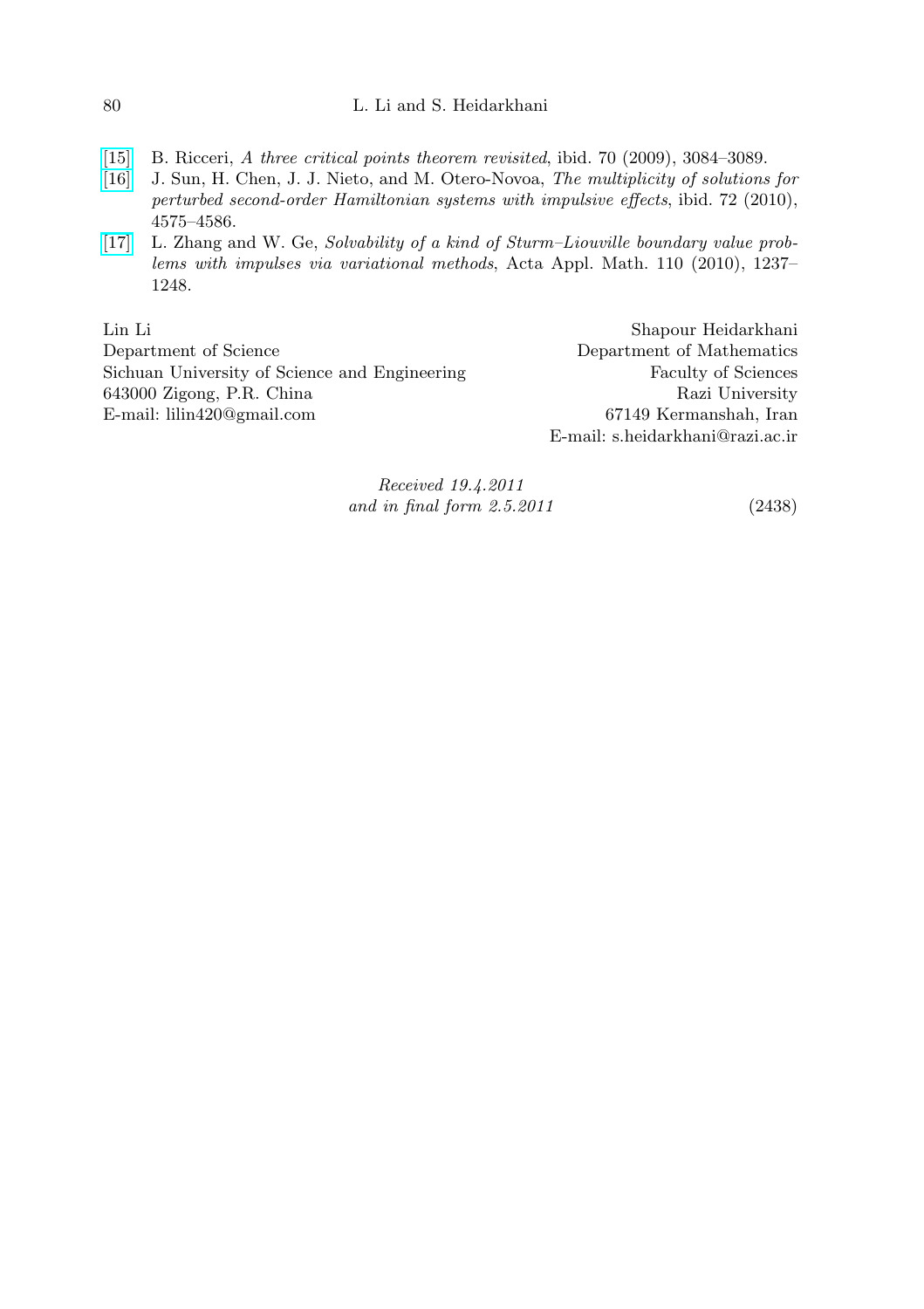[15] B. Ricceri, *A three critical points theorem revisited*, ibid. 70 (2009), 3084–3089.

[16] J. Sun, H. Chen, J. J. Nieto, and M. Otero-Novoa, *The multiplicity of solutions for perturbed second-order Hamiltonian systems with impulsive effects*, ibid. 72 (2010), 4575–4586.

[17] L. Zhang and W. Ge, *Solvability of a kind of Sturm–Liouville boundary value problems with impulses via variational methods*, Acta Appl. Math. 110 (2010), 1237–1248.

Lin Li
Department of Science
Sichuan University of Science and Engineering
643000 Zigong, P.R. China
E-mail: lilin420@gmail.com

Shapour Heidarkhani
Department of Mathematics
Faculty of Sciences
Razi University
67149 Kermanshah, Iran
E-mail: s.heidarkhani@razi.ac.ir

*Received 19.4.2011*
*and in final form 2.5.2011* (2438)